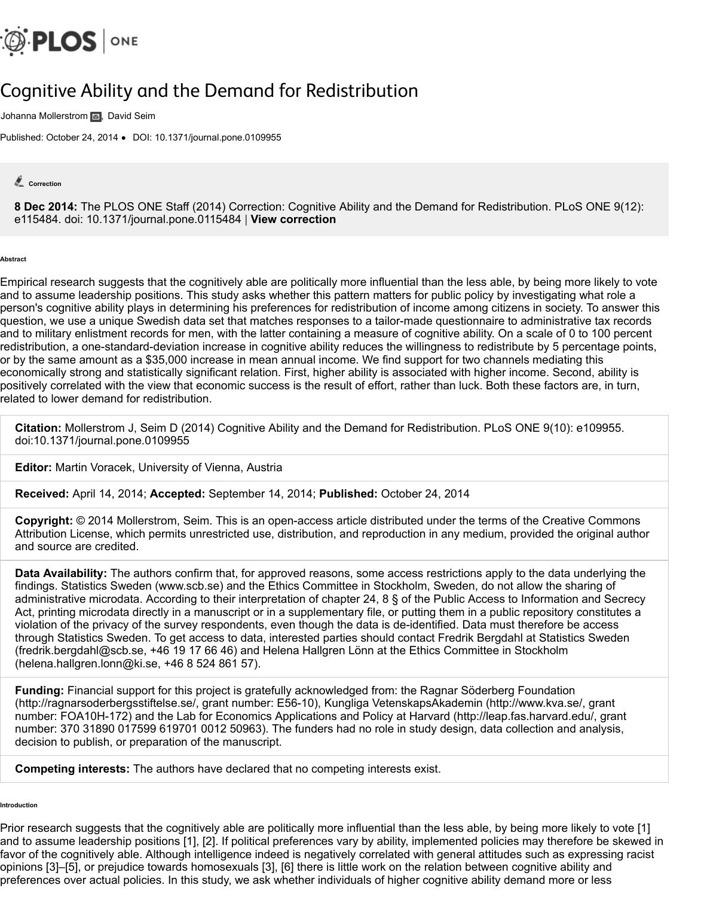# Cognitive Ability and the Demand for Redistribution

Johanna Mollerstrom, David Seim

Published: October 24, 2014 • DOI: 10.1371/journal.pone.0109955

**Correction**

**8 Dec 2014:** The PLOS ONE Staff (2014) Correction: Cognitive Ability and the Demand for Redistribution. PLoS ONE 9(12): e115484. doi: 10.1371/journal.pone.0115484 | **View correction**

## Abstract

Empirical research suggests that the cognitively able are politically more influential than the less able, by being more likely to vote and to assume leadership positions. This study asks whether this pattern matters for public policy by investigating what role a person's cognitive ability plays in determining his preferences for redistribution of income among citizens in society. To answer this question, we use a unique Swedish data set that matches responses to a tailor-made questionnaire to administrative tax records and to military enlistment records for men, with the latter containing a measure of cognitive ability. On a scale of 0 to 100 percent redistribution, a one-standard-deviation increase in cognitive ability reduces the willingness to redistribute by 5 percentage points, or by the same amount as a $35,000 increase in mean annual income. We find support for two channels mediating this economically strong and statistically significant relation. First, higher ability is associated with higher income. Second, ability is positively correlated with the view that economic success is the result of effort, rather than luck. Both these factors are, in turn, related to lower demand for redistribution.

**Citation:** Mollerstrom J, Seim D (2014) Cognitive Ability and the Demand for Redistribution. PLoS ONE 9(10): e109955. doi:10.1371/journal.pone.0109955

**Editor:** Martin Voracek, University of Vienna, Austria

**Received:** April 14, 2014; **Accepted:** September 14, 2014; **Published:** October 24, 2014

**Copyright:** © 2014 Mollerstrom, Seim. This is an open-access article distributed under the terms of the Creative Commons Attribution License, which permits unrestricted use, distribution, and reproduction in any medium, provided the original author and source are credited.

**Data Availability:** The authors confirm that, for approved reasons, some access restrictions apply to the data underlying the findings. Statistics Sweden (www.scb.se) and the Ethics Committee in Stockholm, Sweden, do not allow the sharing of administrative microdata. According to their interpretation of chapter 24, 8 § of the Public Access to Information and Secrecy Act, printing microdata directly in a manuscript or in a supplementary file, or putting them in a public repository constitutes a violation of the privacy of the survey respondents, even though the data is de-identified. Data must therefore be access through Statistics Sweden. To get access to data, interested parties should contact Fredrik Bergdahl at Statistics Sweden (fredrik.bergdahl@scb.se, +46 19 17 66 46) and Helena Hallgren Lönn at the Ethics Committee in Stockholm (helena.hallgren.lonn@ki.se, +46 8 524 861 57).

**Funding:** Financial support for this project is gratefully acknowledged from: the Ragnar Söderberg Foundation (http://ragnarsoderbergsstiftelse.se/, grant number: E56-10), Kungliga VetenskapsAkademin (http://www.kva.se/, grant number: FOA10H-172) and the Lab for Economics Applications and Policy at Harvard (http://leap.fas.harvard.edu/, grant number: 370 31890 017599 619701 0012 50963). The funders had no role in study design, data collection and analysis, decision to publish, or preparation of the manuscript.

**Competing interests:** The authors have declared that no competing interests exist.

## Introduction

Prior research suggests that the cognitively able are politically more influential than the less able, by being more likely to vote [1] and to assume leadership positions [1], [2]. If political preferences vary by ability, implemented policies may therefore be skewed in favor of the cognitively able. Although intelligence indeed is negatively correlated with general attitudes such as expressing racist opinions [3]–[5], or prejudice towards homosexuals [3], [6] there is little work on the relation between cognitive ability and preferences over actual policies. In this study, we ask whether individuals of higher cognitive ability demand more or less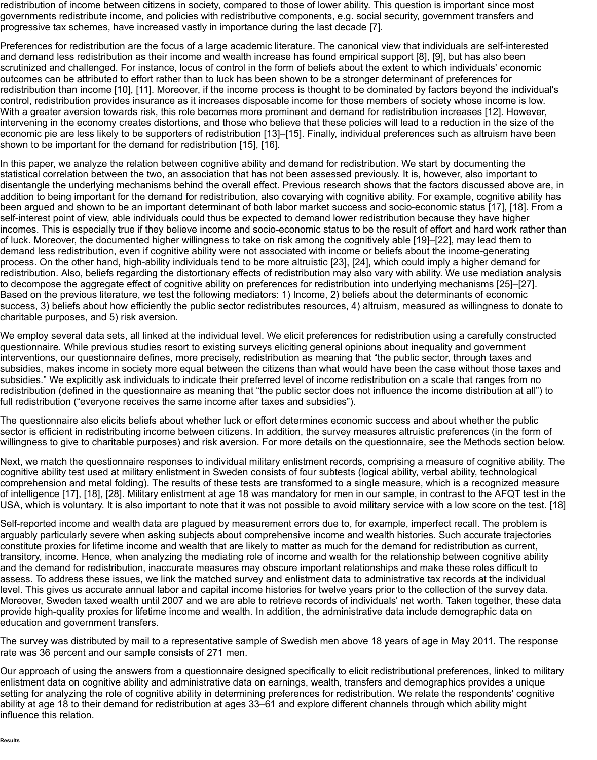redistribution of income between citizens in society, compared to those of lower ability. This question is important since most governments redistribute income, and policies with redistributive components, e.g. social security, government transfers and progressive tax schemes, have increased vastly in importance during the last decade [7].

Preferences for redistribution are the focus of a large academic literature. The canonical view that individuals are self-interested and demand less redistribution as their income and wealth increase has found empirical support [8], [9], but has also been scrutinized and challenged. For instance, locus of control in the form of beliefs about the extent to which individuals' economic outcomes can be attributed to effort rather than to luck has been shown to be a stronger determinant of preferences for redistribution than income [10], [11]. Moreover, if the income process is thought to be dominated by factors beyond the individual's control, redistribution provides insurance as it increases disposable income for those members of society whose income is low. With a greater aversion towards risk, this role becomes more prominent and demand for redistribution increases [12]. However, intervening in the economy creates distortions, and those who believe that these policies will lead to a reduction in the size of the economic pie are less likely to be supporters of redistribution [13]–[15]. Finally, individual preferences such as altruism have been shown to be important for the demand for redistribution [15], [16].

In this paper, we analyze the relation between cognitive ability and demand for redistribution. We start by documenting the statistical correlation between the two, an association that has not been assessed previously. It is, however, also important to disentangle the underlying mechanisms behind the overall effect. Previous research shows that the factors discussed above are, in addition to being important for the demand for redistribution, also covarying with cognitive ability. For example, cognitive ability has been argued and shown to be an important determinant of both labor market success and socio-economic status [17], [18]. From a self-interest point of view, able individuals could thus be expected to demand lower redistribution because they have higher incomes. This is especially true if they believe income and socio-economic status to be the result of effort and hard work rather than of luck. Moreover, the documented higher willingness to take on risk among the cognitively able [19]–[22], may lead them to demand less redistribution, even if cognitive ability were not associated with income or beliefs about the income-generating process. On the other hand, high-ability individuals tend to be more altruistic [23], [24], which could imply a higher demand for redistribution. Also, beliefs regarding the distortionary effects of redistribution may also vary with ability. We use mediation analysis to decompose the aggregate effect of cognitive ability on preferences for redistribution into underlying mechanisms [25]–[27]. Based on the previous literature, we test the following mediators: 1) Income, 2) beliefs about the determinants of economic success, 3) beliefs about how efficiently the public sector redistributes resources, 4) altruism, measured as willingness to donate to charitable purposes, and 5) risk aversion.

We employ several data sets, all linked at the individual level. We elicit preferences for redistribution using a carefully constructed questionnaire. While previous studies resort to existing surveys eliciting general opinions about inequality and government interventions, our questionnaire defines, more precisely, redistribution as meaning that "the public sector, through taxes and subsidies, makes income in society more equal between the citizens than what would have been the case without those taxes and subsidies." We explicitly ask individuals to indicate their preferred level of income redistribution on a scale that ranges from no redistribution (defined in the questionnaire as meaning that "the public sector does not influence the income distribution at all") to full redistribution ("everyone receives the same income after taxes and subsidies").

The questionnaire also elicits beliefs about whether luck or effort determines economic success and about whether the public sector is efficient in redistributing income between citizens. In addition, the survey measures altruistic preferences (in the form of willingness to give to charitable purposes) and risk aversion. For more details on the questionnaire, see the Methods section below.

Next, we match the questionnaire responses to individual military enlistment records, comprising a measure of cognitive ability. The cognitive ability test used at military enlistment in Sweden consists of four subtests (logical ability, verbal ability, technological comprehension and metal folding). The results of these tests are transformed to a single measure, which is a recognized measure of intelligence [17], [18], [28]. Military enlistment at age 18 was mandatory for men in our sample, in contrast to the AFQT test in the USA, which is voluntary. It is also important to note that it was not possible to avoid military service with a low score on the test. [18]

Self-reported income and wealth data are plagued by measurement errors due to, for example, imperfect recall. The problem is arguably particularly severe when asking subjects about comprehensive income and wealth histories. Such accurate trajectories constitute proxies for lifetime income and wealth that are likely to matter as much for the demand for redistribution as current, transitory, income. Hence, when analyzing the mediating role of income and wealth for the relationship between cognitive ability and the demand for redistribution, inaccurate measures may obscure important relationships and make these roles difficult to assess. To address these issues, we link the matched survey and enlistment data to administrative tax records at the individual level. This gives us accurate annual labor and capital income histories for twelve years prior to the collection of the survey data. Moreover, Sweden taxed wealth until 2007 and we are able to retrieve records of individuals' net worth. Taken together, these data provide high-quality proxies for lifetime income and wealth. In addition, the administrative data include demographic data on education and government transfers.

The survey was distributed by mail to a representative sample of Swedish men above 18 years of age in May 2011. The response rate was 36 percent and our sample consists of 271 men.

Our approach of using the answers from a questionnaire designed specifically to elicit redistributional preferences, linked to military enlistment data on cognitive ability and administrative data on earnings, wealth, transfers and demographics provides a unique setting for analyzing the role of cognitive ability in determining preferences for redistribution. We relate the respondents' cognitive ability at age 18 to their demand for redistribution at ages 33–61 and explore different channels through which ability might influence this relation.

## Results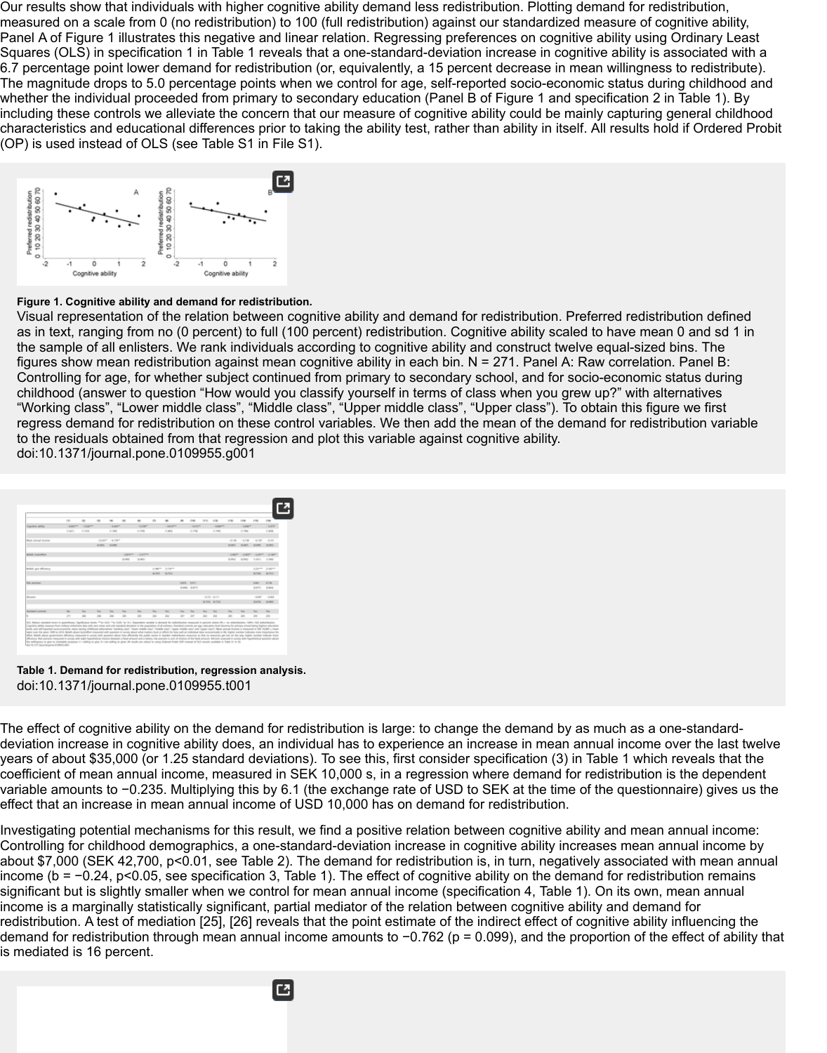Our results show that individuals with higher cognitive ability demand less redistribution. Plotting demand for redistribution, measured on a scale from 0 (no redistribution) to 100 (full redistribution) against our standardized measure of cognitive ability, Panel A of Figure 1 illustrates this negative and linear relation. Regressing preferences on cognitive ability using Ordinary Least Squares (OLS) in specification 1 in Table 1 reveals that a one-standard-deviation increase in cognitive ability is associated with a 6.7 percentage point lower demand for redistribution (or, equivalently, a 15 percent decrease in mean willingness to redistribute). The magnitude drops to 5.0 percentage points when we control for age, self-reported socio-economic status during childhood and whether the individual proceeded from primary to secondary education (Panel B of Figure 1 and specification 2 in Table 1). By including these controls we alleviate the concern that our measure of cognitive ability could be mainly capturing general childhood characteristics and educational differences prior to taking the ability test, rather than ability in itself. All results hold if Ordered Probit (OP) is used instead of OLS (see Table S1 in File S1).

**Figure 1. Cognitive ability and demand for redistribution.**

Visual representation of the relation between cognitive ability and demand for redistribution. Preferred redistribution defined as in text, ranging from no (0 percent) to full (100 percent) redistribution. Cognitive ability scaled to have mean 0 and sd 1 in the sample of all enlisters. We rank individuals according to cognitive ability and construct twelve equal-sized bins. The figures show mean redistribution against mean cognitive ability in each bin. N = 271. Panel A: Raw correlation. Panel B: Controlling for age, for whether subject continued from primary to secondary school, and for socio-economic status during childhood (answer to question "How would you classify yourself in terms of class when you grew up?" with alternatives "Working class", "Lower middle class", "Middle class", "Upper middle class", "Upper class"). To obtain this figure we first regress demand for redistribution on these control variables. We then add the mean of the demand for redistribution variable to the residuals obtained from that regression and plot this variable against cognitive ability.

doi:10.1371/journal.pone.0109955.g001

**Table 1. Demand for redistribution, regression analysis.**

doi:10.1371/journal.pone.0109955.t001

The effect of cognitive ability on the demand for redistribution is large: to change the demand by as much as a one-standard-deviation increase in cognitive ability does, an individual has to experience an increase in mean annual income over the last twelve years of about \$35,000 (or 1.25 standard deviations). To see this, first consider specification (3) in Table 1 which reveals that the coefficient of mean annual income, measured in SEK 10,000 s, in a regression where demand for redistribution is the dependent variable amounts to −0.235. Multiplying this by 6.1 (the exchange rate of USD to SEK at the time of the questionnaire) gives us the effect that an increase in mean annual income of USD 10,000 has on demand for redistribution.

Investigating potential mechanisms for this result, we find a positive relation between cognitive ability and mean annual income: Controlling for childhood demographics, a one-standard-deviation increase in cognitive ability increases mean annual income by about \$7,000 (SEK 42,700, $p<0.01$, see Table 2). The demand for redistribution is, in turn, negatively associated with mean annual income ($b = -0.24$, $p<0.05$, see specification 3, Table 1). The effect of cognitive ability on the demand for redistribution remains significant but is slightly smaller when we control for mean annual income (specification 4, Table 1). On its own, mean annual income is a marginally statistically significant, partial mediator of the relation between cognitive ability and demand for redistribution. A test of mediation [25], [26] reveals that the point estimate of the indirect effect of cognitive ability influencing the demand for redistribution through mean annual income amounts to −0.762 ($p = 0.099$), and the proportion of the effect of ability that is mediated is 16 percent.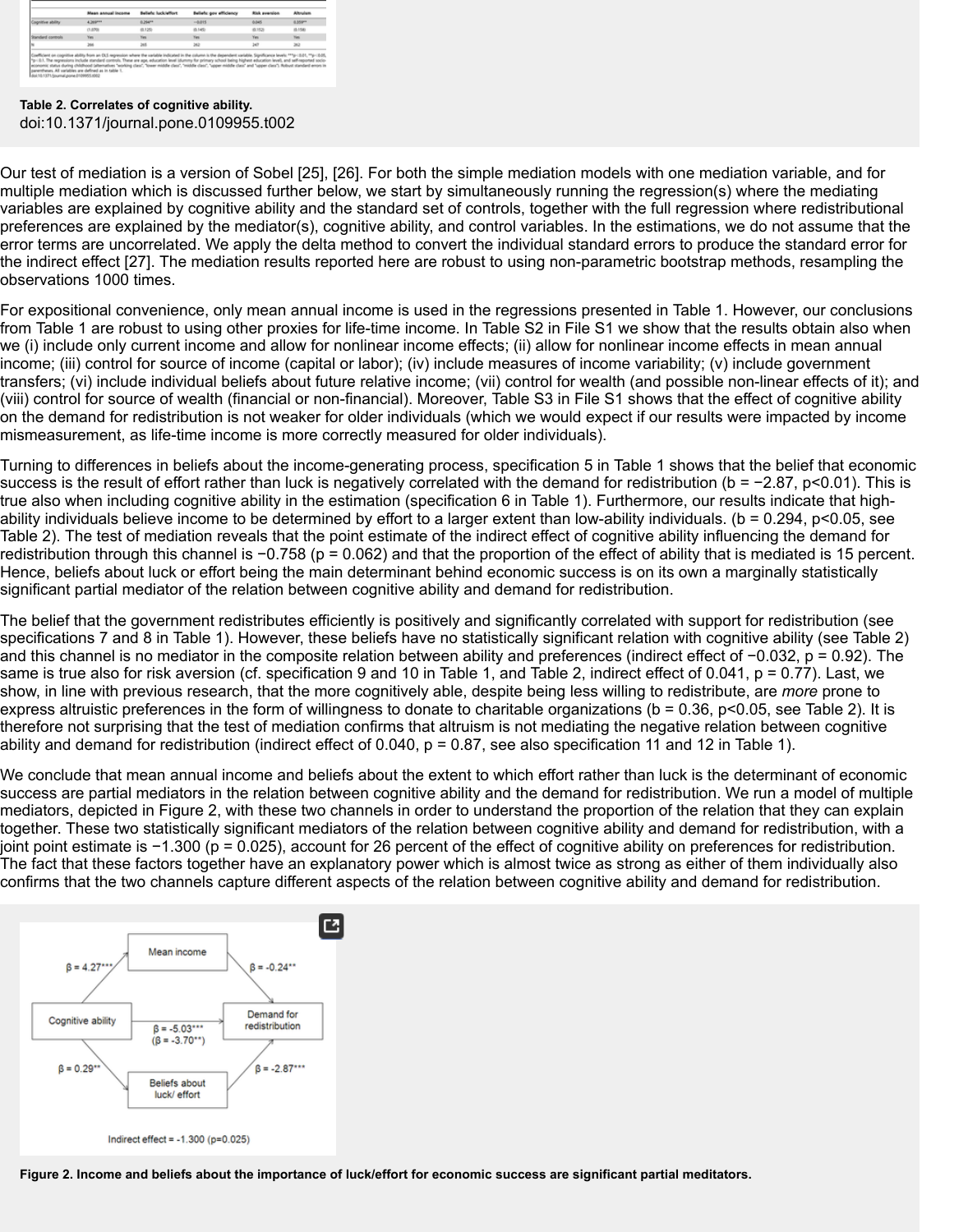|  | Mean annual income | Beliefs luck/effort | Beliefs gov efficiency | Risk aversion | Altruism |
|---|---|---|---|---|---|
| Cognitive ability | 4.269*** | 0.294** | −0.015 | 0.045 | 0.359** |
|  | (1.070) | (0.125) | (0.145) | (0.152) | (0.159) |
| Standard controls | Yes | Yes | Yes | Yes | Yes |
| N | 266 | 265 | 262 | 247 | 262 |

Coefficient on cognitive ability from an OLS regression where the variable indicated in the column is the dependent variable. Significance levels: ***p<0.01, **p<0.05, *p<0.1. The regressions include standard controls. These are age, education level (dummy for primary school being highest education level), and self-reported socio-economic status during childhood (alternatives "working class", "lower middle class", "middle class", "upper-middle class" and "upper class"). Robust standard errors in parentheses. All variables are defined as in table 1.

doi:10.1371/journal.pone.0109955.t002

**Table 2. Correlates of cognitive ability.**
doi:10.1371/journal.pone.0109955.t002

Our test of mediation is a version of Sobel [25], [26]. For both the simple mediation models with one mediation variable, and for multiple mediation which is discussed further below, we start by simultaneously running the regression(s) where the mediating variables are explained by cognitive ability and the standard set of controls, together with the full regression where redistributional preferences are explained by the mediator(s), cognitive ability, and control variables. In the estimations, we do not assume that the error terms are uncorrelated. We apply the delta method to convert the individual standard errors to produce the standard error for the indirect effect [27]. The mediation results reported here are robust to using non-parametric bootstrap methods, resampling the observations 1000 times.

For expositional convenience, only mean annual income is used in the regressions presented in Table 1. However, our conclusions from Table 1 are robust to using other proxies for life-time income. In Table S2 in File S1 we show that the results obtain also when we (i) include only current income and allow for nonlinear income effects; (ii) allow for nonlinear income effects in mean annual income; (iii) control for source of income (capital or labor); (iv) include measures of income variability; (v) include government transfers; (vi) include individual beliefs about future relative income; (vii) control for wealth (and possible non-linear effects of it); and (viii) control for source of wealth (financial or non-financial). Moreover, Table S3 in File S1 shows that the effect of cognitive ability on the demand for redistribution is not weaker for older individuals (which we would expect if our results were impacted by income mismeasurement, as life-time income is more correctly measured for older individuals).

Turning to differences in beliefs about the income-generating process, specification 5 in Table 1 shows that the belief that economic success is the result of effort rather than luck is negatively correlated with the demand for redistribution ($b = -2.87$, $p<0.01$). This is true also when including cognitive ability in the estimation (specification 6 in Table 1). Furthermore, our results indicate that high-ability individuals believe income to be determined by effort to a larger extent than low-ability individuals. ($b = 0.294$, $p<0.05$, see Table 2). The test of mediation reveals that the point estimate of the indirect effect of cognitive ability influencing the demand for redistribution through this channel is −0.758 ($p = 0.062$) and that the proportion of the effect of ability that is mediated is 15 percent. Hence, beliefs about luck or effort being the main determinant behind economic success is on its own a marginally statistically significant partial mediator of the relation between cognitive ability and demand for redistribution.

The belief that the government redistributes efficiently is positively and significantly correlated with support for redistribution (see specifications 7 and 8 in Table 1). However, these beliefs have no statistically significant relation with cognitive ability (see Table 2) and this channel is no mediator in the composite relation between ability and preferences (indirect effect of −0.032, $p = 0.92$). The same is true also for risk aversion (cf. specification 9 and 10 in Table 1, and Table 2, indirect effect of 0.041, $p = 0.77$). Last, we show, in line with previous research, that the more cognitively able, despite being less willing to redistribute, are *more* prone to express altruistic preferences in the form of willingness to donate to charitable organizations ($b = 0.36$, $p<0.05$, see Table 2). It is therefore not surprising that the test of mediation confirms that altruism is not mediating the negative relation between cognitive ability and demand for redistribution (indirect effect of 0.040, $p = 0.87$, see also specification 11 and 12 in Table 1).

We conclude that mean annual income and beliefs about the extent to which effort rather than luck is the determinant of economic success are partial mediators in the relation between cognitive ability and the demand for redistribution. We run a model of multiple mediators, depicted in Figure 2, with these two channels in order to understand the proportion of the relation that they can explain together. These two statistically significant mediators of the relation between cognitive ability and demand for redistribution, with a joint point estimate is −1.300 ($p = 0.025$), account for 26 percent of the effect of cognitive ability on preferences for redistribution. The fact that these factors together have an explanatory power which is almost twice as strong as either of them individually also confirms that the two channels capture different aspects of the relation between cognitive ability and demand for redistribution.

**Figure 2. Income and beliefs about the importance of luck/effort for economic success are significant partial meditators.**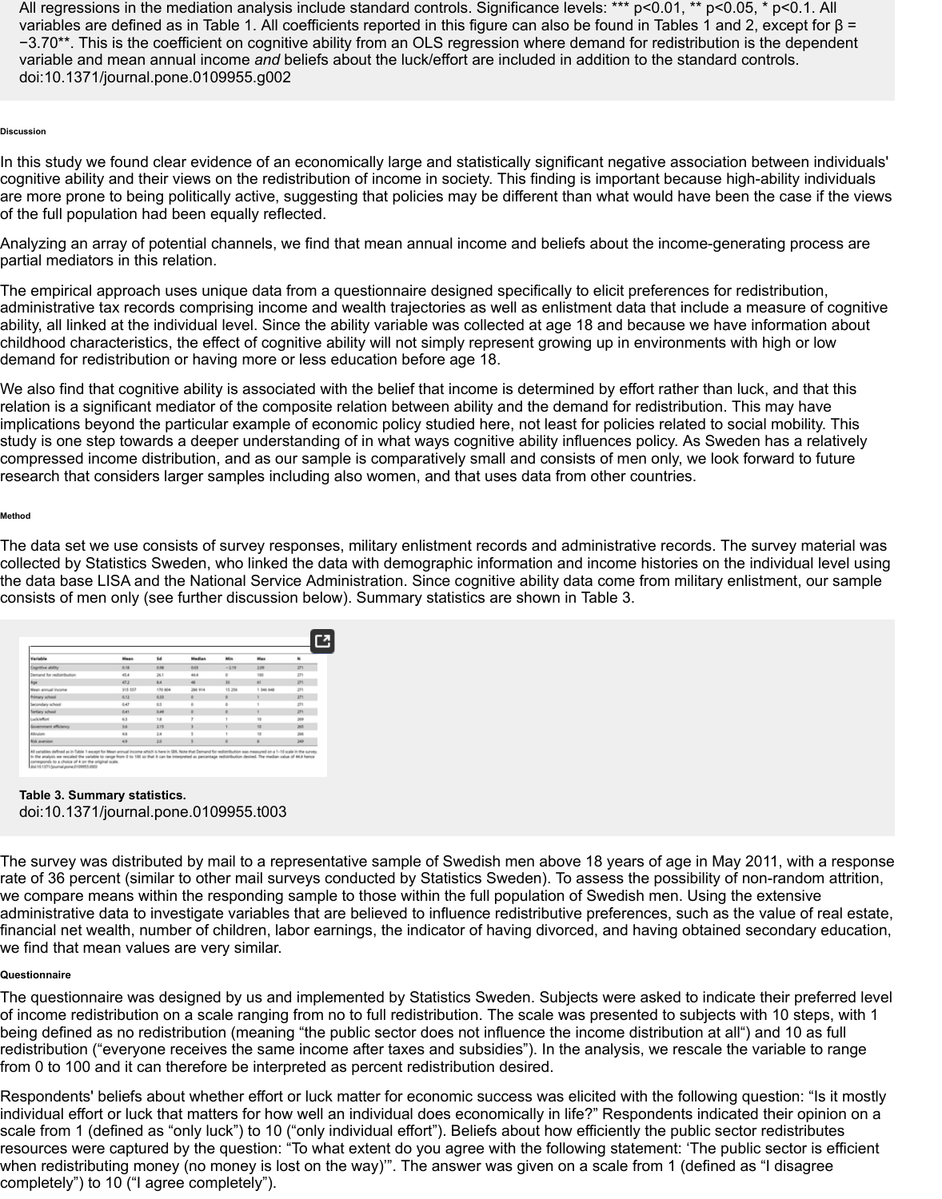All regressions in the mediation analysis include standard controls. Significance levels: *** p<0.01, ** p<0.05, * p<0.1. All variables are defined as in Table 1. All coefficients reported in this figure can also be found in Tables 1 and 2, except for $\beta = -3.70$**. This is the coefficient on cognitive ability from an OLS regression where demand for redistribution is the dependent variable and mean annual income *and* beliefs about the luck/effort are included in addition to the standard controls.
doi:10.1371/journal.pone.0109955.g002

## Discussion

In this study we found clear evidence of an economically large and statistically significant negative association between individuals' cognitive ability and their views on the redistribution of income in society. This finding is important because high-ability individuals are more prone to being politically active, suggesting that policies may be different than what would have been the case if the views of the full population had been equally reflected.

Analyzing an array of potential channels, we find that mean annual income and beliefs about the income-generating process are partial mediators in this relation.

The empirical approach uses unique data from a questionnaire designed specifically to elicit preferences for redistribution, administrative tax records comprising income and wealth trajectories as well as enlistment data that include a measure of cognitive ability, all linked at the individual level. Since the ability variable was collected at age 18 and because we have information about childhood characteristics, the effect of cognitive ability will not simply represent growing up in environments with high or low demand for redistribution or having more or less education before age 18.

We also find that cognitive ability is associated with the belief that income is determined by effort rather than luck, and that this relation is a significant mediator of the composite relation between ability and the demand for redistribution. This may have implications beyond the particular example of economic policy studied here, not least for policies related to social mobility. This study is one step towards a deeper understanding of in what ways cognitive ability influences policy. As Sweden has a relatively compressed income distribution, and as our sample is comparatively small and consists of men only, we look forward to future research that considers larger samples including also women, and that uses data from other countries.

## Method

The data set we use consists of survey responses, military enlistment records and administrative records. The survey material was collected by Statistics Sweden, who linked the data with demographic information and income histories on the individual level using the data base LISA and the National Service Administration. Since cognitive ability data come from military enlistment, our sample consists of men only (see further discussion below). Summary statistics are shown in Table 3.

| Variable | Mean | Sd | Median | Min | Max | N |
|---|---|---|---|---|---|---|
| Cognitive ability | 0.18 | 0.98 | 0.03 | −2.19 | 2.09 | 271 |
| Demand for redistribution | 45.4 | 26.1 | 44.4 | 0 | 100 | 271 |
| Age | 47.2 | 8.4 | 46 | 33 | 61 | 271 |
| Mean annual income | 315 357 | 170 804 | 286 914 | 15 256 | 1 346 648 | 271 |
| Primary school | 0.12 | 0.33 | 0 | 0 | 1 | 271 |
| Secondary school | 0.47 | 0.5 | 0 | 0 | 1 | 271 |
| Tertiary school | 0.41 | 0.49 | 0 | 0 | 1 | 271 |
| Luck/effort | 6.3 | 1.8 | 7 | 1 | 10 | 269 |
| Government efficiency | 3.6 | 2.13 | 3 | 1 | 10 | 265 |
| Altruism | 4.6 | 2.4 | 5 | 1 | 10 | 266 |
| Risk aversion | 4.9 | 2.0 | 5 | 0 | 8 | 249 |

All variables defined as in Table 1 except for Mean annual income which is here in SEK. Note that Demand for redistribution was measured on a 1–10 scale in the survey. In the analysis we rescaled the variable to range from 0 to 100 so that it can be interpreted as percentage redistribution desired. The median value of 44.4 hence corresponds to a choice of 4 on the original scale.
doi:10.1371/journal.pone.0109955.t003

**Table 3. Summary statistics.**
doi:10.1371/journal.pone.0109955.t003

The survey was distributed by mail to a representative sample of Swedish men above 18 years of age in May 2011, with a response rate of 36 percent (similar to other mail surveys conducted by Statistics Sweden). To assess the possibility of non-random attrition, we compare means within the responding sample to those within the full population of Swedish men. Using the extensive administrative data to investigate variables that are believed to influence redistributive preferences, such as the value of real estate, financial net wealth, number of children, labor earnings, the indicator of having divorced, and having obtained secondary education, we find that mean values are very similar.

### Questionnaire

The questionnaire was designed by us and implemented by Statistics Sweden. Subjects were asked to indicate their preferred level of income redistribution on a scale ranging from no to full redistribution. The scale was presented to subjects with 10 steps, with 1 being defined as no redistribution (meaning "the public sector does not influence the income distribution at all") and 10 as full redistribution ("everyone receives the same income after taxes and subsidies"). In the analysis, we rescale the variable to range from 0 to 100 and it can therefore be interpreted as percent redistribution desired.

Respondents' beliefs about whether effort or luck matter for economic success was elicited with the following question: "Is it mostly individual effort or luck that matters for how well an individual does economically in life?" Respondents indicated their opinion on a scale from 1 (defined as "only luck") to 10 ("only individual effort"). Beliefs about how efficiently the public sector redistributes resources were captured by the question: "To what extent do you agree with the following statement: 'The public sector is efficient when redistributing money (no money is lost on the way)'". The answer was given on a scale from 1 (defined as "I disagree completely") to 10 ("I agree completely").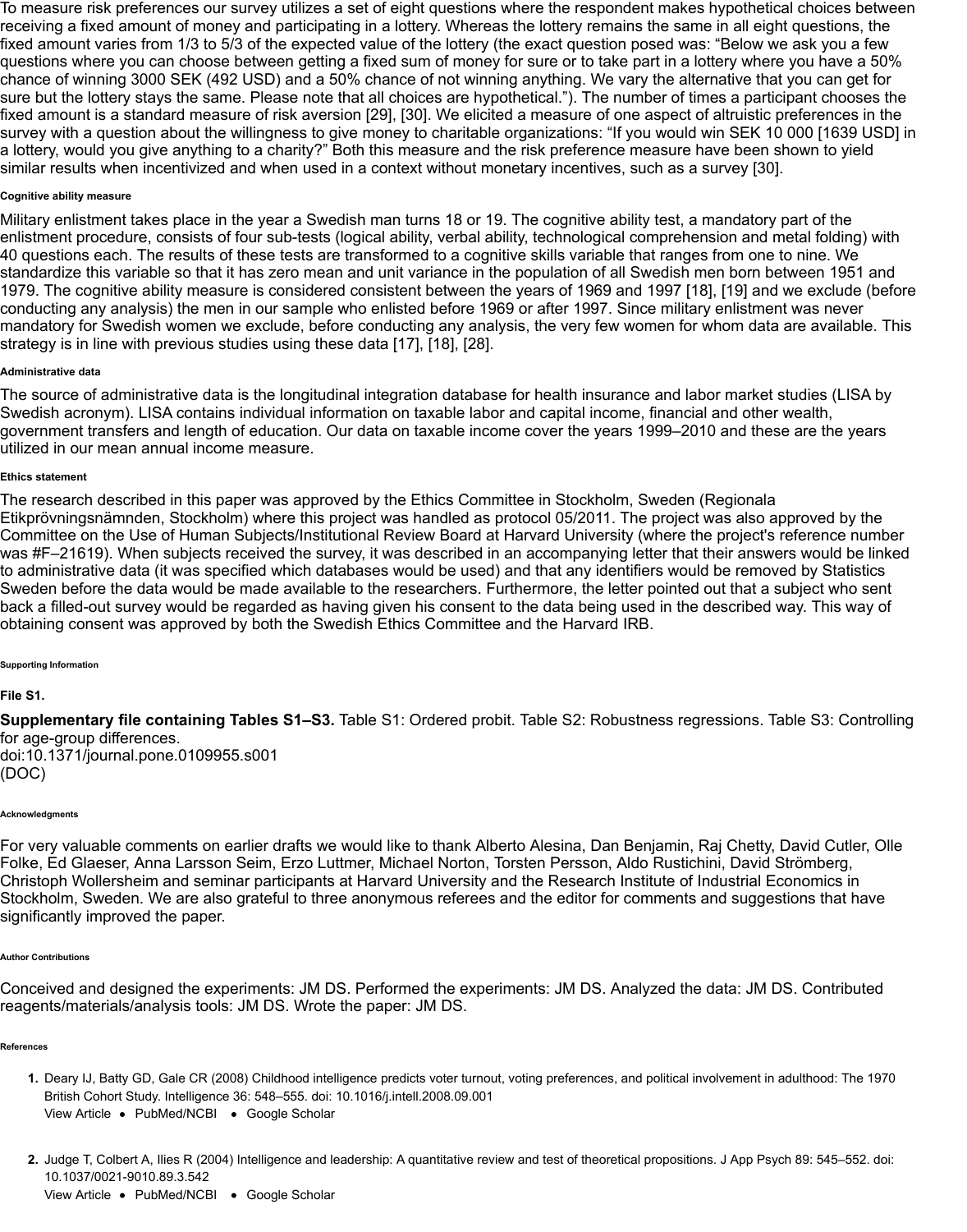To measure risk preferences our survey utilizes a set of eight questions where the respondent makes hypothetical choices between receiving a fixed amount of money and participating in a lottery. Whereas the lottery remains the same in all eight questions, the fixed amount varies from 1/3 to 5/3 of the expected value of the lottery (the exact question posed was: "Below we ask you a few questions where you can choose between getting a fixed sum of money for sure or to take part in a lottery where you have a 50% chance of winning 3000 SEK (492 USD) and a 50% chance of not winning anything. We vary the alternative that you can get for sure but the lottery stays the same. Please note that all choices are hypothetical."). The number of times a participant chooses the fixed amount is a standard measure of risk aversion [29], [30]. We elicited a measure of one aspect of altruistic preferences in the survey with a question about the willingness to give money to charitable organizations: "If you would win SEK 10 000 [1639 USD] in a lottery, would you give anything to a charity?" Both this measure and the risk preference measure have been shown to yield similar results when incentivized and when used in a context without monetary incentives, such as a survey [30].

#### Cognitive ability measure

Military enlistment takes place in the year a Swedish man turns 18 or 19. The cognitive ability test, a mandatory part of the enlistment procedure, consists of four sub-tests (logical ability, verbal ability, technological comprehension and metal folding) with 40 questions each. The results of these tests are transformed to a cognitive skills variable that ranges from one to nine. We standardize this variable so that it has zero mean and unit variance in the population of all Swedish men born between 1951 and 1979. The cognitive ability measure is considered consistent between the years of 1969 and 1997 [18], [19] and we exclude (before conducting any analysis) the men in our sample who enlisted before 1969 or after 1997. Since military enlistment was never mandatory for Swedish women we exclude, before conducting any analysis, the very few women for whom data are available. This strategy is in line with previous studies using these data [17], [18], [28].

#### Administrative data

The source of administrative data is the longitudinal integration database for health insurance and labor market studies (LISA by Swedish acronym). LISA contains individual information on taxable labor and capital income, financial and other wealth, government transfers and length of education. Our data on taxable income cover the years 1999–2010 and these are the years utilized in our mean annual income measure.

#### Ethics statement

The research described in this paper was approved by the Ethics Committee in Stockholm, Sweden (Regionala Etikprövningsnämnden, Stockholm) where this project was handled as protocol 05/2011. The project was also approved by the Committee on the Use of Human Subjects/Institutional Review Board at Harvard University (where the project's reference number was #F–21619). When subjects received the survey, it was described in an accompanying letter that their answers would be linked to administrative data (it was specified which databases would be used) and that any identifiers would be removed by Statistics Sweden before the data would be made available to the researchers. Furthermore, the letter pointed out that a subject who sent back a filled-out survey would be regarded as having given his consent to the data being used in the described way. This way of obtaining consent was approved by both the Swedish Ethics Committee and the Harvard IRB.

## Supporting Information

### File S1.

**Supplementary file containing Tables S1–S3.** Table S1: Ordered probit. Table S2: Robustness regressions. Table S3: Controlling for age-group differences.
doi:10.1371/journal.pone.0109955.s001
(DOC)

## Acknowledgments

For very valuable comments on earlier drafts we would like to thank Alberto Alesina, Dan Benjamin, Raj Chetty, David Cutler, Olle Folke, Ed Glaeser, Anna Larsson Seim, Erzo Luttmer, Michael Norton, Torsten Persson, Aldo Rustichini, David Strömberg, Christoph Wollersheim and seminar participants at Harvard University and the Research Institute of Industrial Economics in Stockholm, Sweden. We are also grateful to three anonymous referees and the editor for comments and suggestions that have significantly improved the paper.

## Author Contributions

Conceived and designed the experiments: JM DS. Performed the experiments: JM DS. Analyzed the data: JM DS. Contributed reagents/materials/analysis tools: JM DS. Wrote the paper: JM DS.

## References

1. Deary IJ, Batty GD, Gale CR (2008) Childhood intelligence predicts voter turnout, voting preferences, and political involvement in adulthood: The 1970 British Cohort Study. Intelligence 36: 548–555. doi: 10.1016/j.intell.2008.09.001
   View Article • PubMed/NCBI • Google Scholar

2. Judge T, Colbert A, Ilies R (2004) Intelligence and leadership: A quantitative review and test of theoretical propositions. J App Psych 89: 545–552. doi: 10.1037/0021-9010.89.3.542
   View Article • PubMed/NCBI • Google Scholar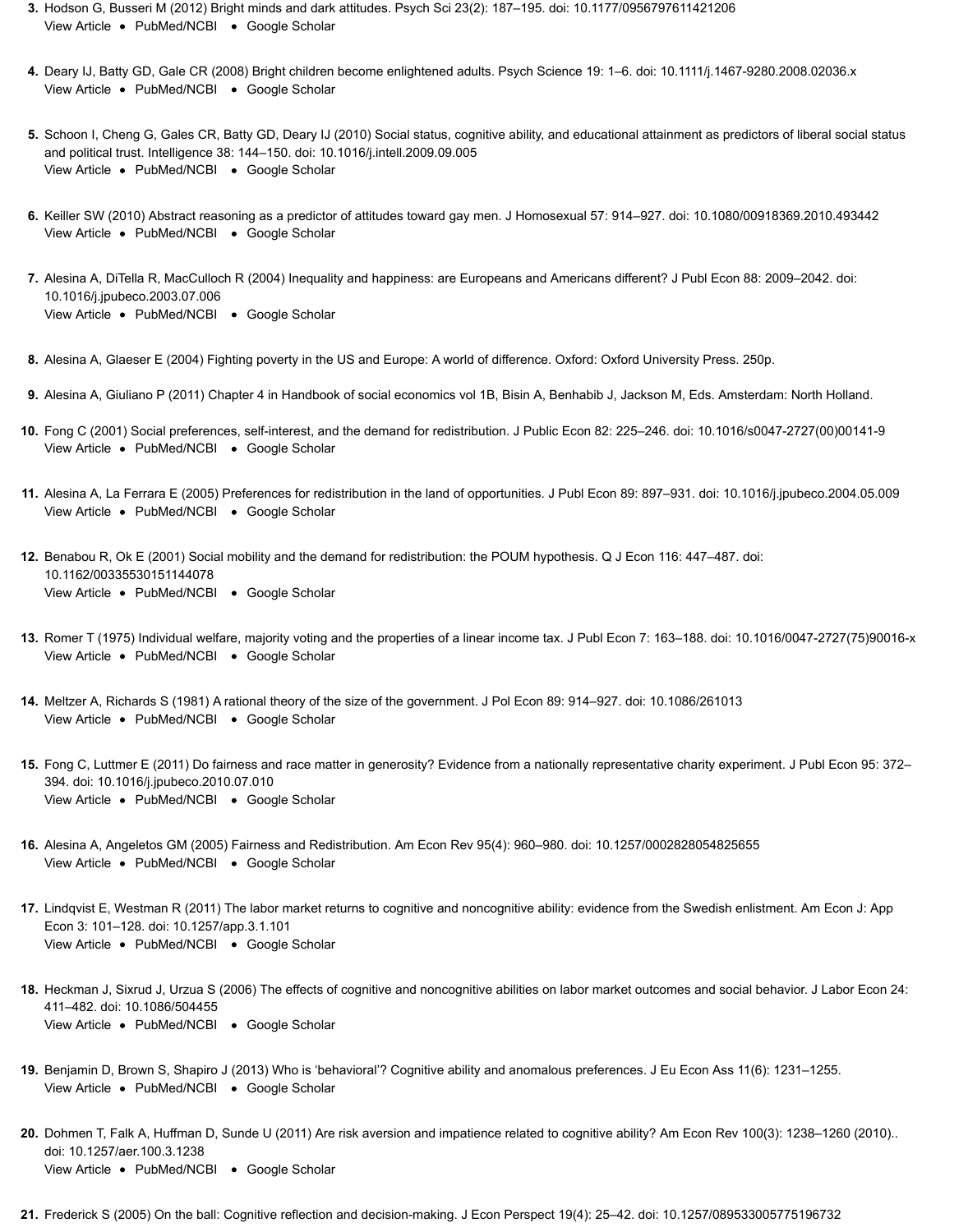3. Hodson G, Busseri M (2012) Bright minds and dark attitudes. Psych Sci 23(2): 187–195. doi: 10.1177/0956797611421206
View Article • PubMed/NCBI • Google Scholar

4. Deary IJ, Batty GD, Gale CR (2008) Bright children become enlightened adults. Psych Science 19: 1–6. doi: 10.1111/j.1467-9280.2008.02036.x
View Article • PubMed/NCBI • Google Scholar

5. Schoon I, Cheng G, Gales CR, Batty GD, Deary IJ (2010) Social status, cognitive ability, and educational attainment as predictors of liberal social status and political trust. Intelligence 38: 144–150. doi: 10.1016/j.intell.2009.09.005
View Article • PubMed/NCBI • Google Scholar

6. Keiller SW (2010) Abstract reasoning as a predictor of attitudes toward gay men. J Homosexual 57: 914–927. doi: 10.1080/00918369.2010.493442
View Article • PubMed/NCBI • Google Scholar

7. Alesina A, DiTella R, MacCulloch R (2004) Inequality and happiness: are Europeans and Americans different? J Publ Econ 88: 2009–2042. doi: 10.1016/j.jpubeco.2003.07.006
View Article • PubMed/NCBI • Google Scholar

8. Alesina A, Glaeser E (2004) Fighting poverty in the US and Europe: A world of difference. Oxford: Oxford University Press. 250p.

9. Alesina A, Giuliano P (2011) Chapter 4 in Handbook of social economics vol 1B, Bisin A, Benhabib J, Jackson M, Eds. Amsterdam: North Holland.

10. Fong C (2001) Social preferences, self-interest, and the demand for redistribution. J Public Econ 82: 225–246. doi: 10.1016/s0047-2727(00)00141-9
View Article • PubMed/NCBI • Google Scholar

11. Alesina A, La Ferrara E (2005) Preferences for redistribution in the land of opportunities. J Publ Econ 89: 897–931. doi: 10.1016/j.jpubeco.2004.05.009
View Article • PubMed/NCBI • Google Scholar

12. Benabou R, Ok E (2001) Social mobility and the demand for redistribution: the POUM hypothesis. Q J Econ 116: 447–487. doi: 10.1162/00335530151144078
View Article • PubMed/NCBI • Google Scholar

13. Romer T (1975) Individual welfare, majority voting and the properties of a linear income tax. J Publ Econ 7: 163–188. doi: 10.1016/0047-2727(75)90016-x
View Article • PubMed/NCBI • Google Scholar

14. Meltzer A, Richards S (1981) A rational theory of the size of the government. J Pol Econ 89: 914–927. doi: 10.1086/261013
View Article • PubMed/NCBI • Google Scholar

15. Fong C, Luttmer E (2011) Do fairness and race matter in generosity? Evidence from a nationally representative charity experiment. J Publ Econ 95: 372–394. doi: 10.1016/j.jpubeco.2010.07.010
View Article • PubMed/NCBI • Google Scholar

16. Alesina A, Angeletos GM (2005) Fairness and Redistribution. Am Econ Rev 95(4): 960–980. doi: 10.1257/0002828054825655
View Article • PubMed/NCBI • Google Scholar

17. Lindqvist E, Westman R (2011) The labor market returns to cognitive and noncognitive ability: evidence from the Swedish enlistment. Am Econ J: App Econ 3: 101–128. doi: 10.1257/app.3.1.101
View Article • PubMed/NCBI • Google Scholar

18. Heckman J, Sixrud J, Urzua S (2006) The effects of cognitive and noncognitive abilities on labor market outcomes and social behavior. J Labor Econ 24: 411–482. doi: 10.1086/504455
View Article • PubMed/NCBI • Google Scholar

19. Benjamin D, Brown S, Shapiro J (2013) Who is 'behavioral'? Cognitive ability and anomalous preferences. J Eu Econ Ass 11(6): 1231–1255.
View Article • PubMed/NCBI • Google Scholar

20. Dohmen T, Falk A, Huffman D, Sunde U (2011) Are risk aversion and impatience related to cognitive ability? Am Econ Rev 100(3): 1238–1260 (2010).. doi: 10.1257/aer.100.3.1238
View Article • PubMed/NCBI • Google Scholar

21. Frederick S (2005) On the ball: Cognitive reflection and decision-making. J Econ Perspect 19(4): 25–42. doi: 10.1257/089533005775196732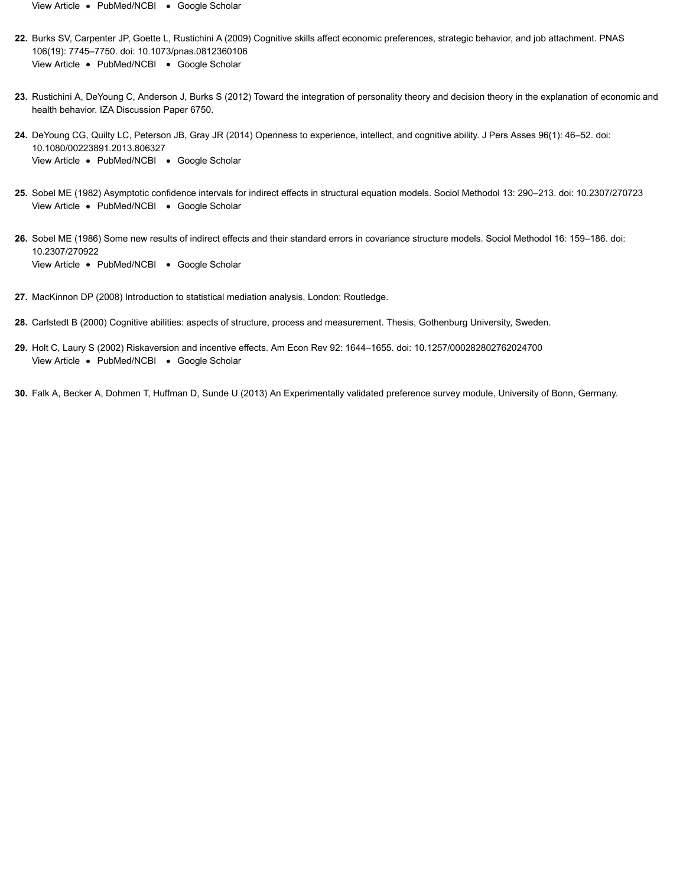View Article • PubMed/NCBI • Google Scholar

22. Burks SV, Carpenter JP, Goette L, Rustichini A (2009) Cognitive skills affect economic preferences, strategic behavior, and job attachment. PNAS 106(19): 7745–7750. doi: 10.1073/pnas.0812360106
View Article • PubMed/NCBI • Google Scholar

23. Rustichini A, DeYoung C, Anderson J, Burks S (2012) Toward the integration of personality theory and decision theory in the explanation of economic and health behavior. IZA Discussion Paper 6750.

24. DeYoung CG, Quilty LC, Peterson JB, Gray JR (2014) Openness to experience, intellect, and cognitive ability. J Pers Asses 96(1): 46–52. doi: 10.1080/00223891.2013.806327
View Article • PubMed/NCBI • Google Scholar

25. Sobel ME (1982) Asymptotic confidence intervals for indirect effects in structural equation models. Sociol Methodol 13: 290–213. doi: 10.2307/270723
View Article • PubMed/NCBI • Google Scholar

26. Sobel ME (1986) Some new results of indirect effects and their standard errors in covariance structure models. Sociol Methodol 16: 159–186. doi: 10.2307/270922
View Article • PubMed/NCBI • Google Scholar

27. MacKinnon DP (2008) Introduction to statistical mediation analysis, London: Routledge.

28. Carlstedt B (2000) Cognitive abilities: aspects of structure, process and measurement. Thesis, Gothenburg University, Sweden.

29. Holt C, Laury S (2002) Riskaversion and incentive effects. Am Econ Rev 92: 1644–1655. doi: 10.1257/000282802762024700
View Article • PubMed/NCBI • Google Scholar

30. Falk A, Becker A, Dohmen T, Huffman D, Sunde U (2013) An Experimentally validated preference survey module, University of Bonn, Germany.